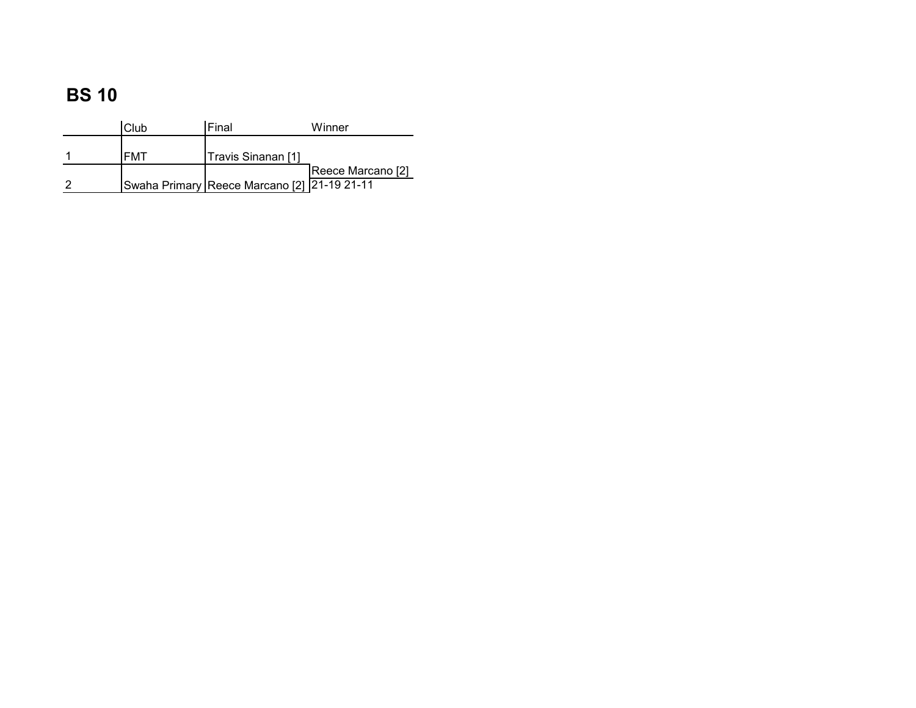# BS 10

| | Club | Final | Winner |
|---|---|---|---|
| 1 | FMT | Travis Sinanan [1] | |
| | | | Reece Marcano [2] |
| 2 | Swaha Primary | Reece Marcano [2] | 21-19 21-11 |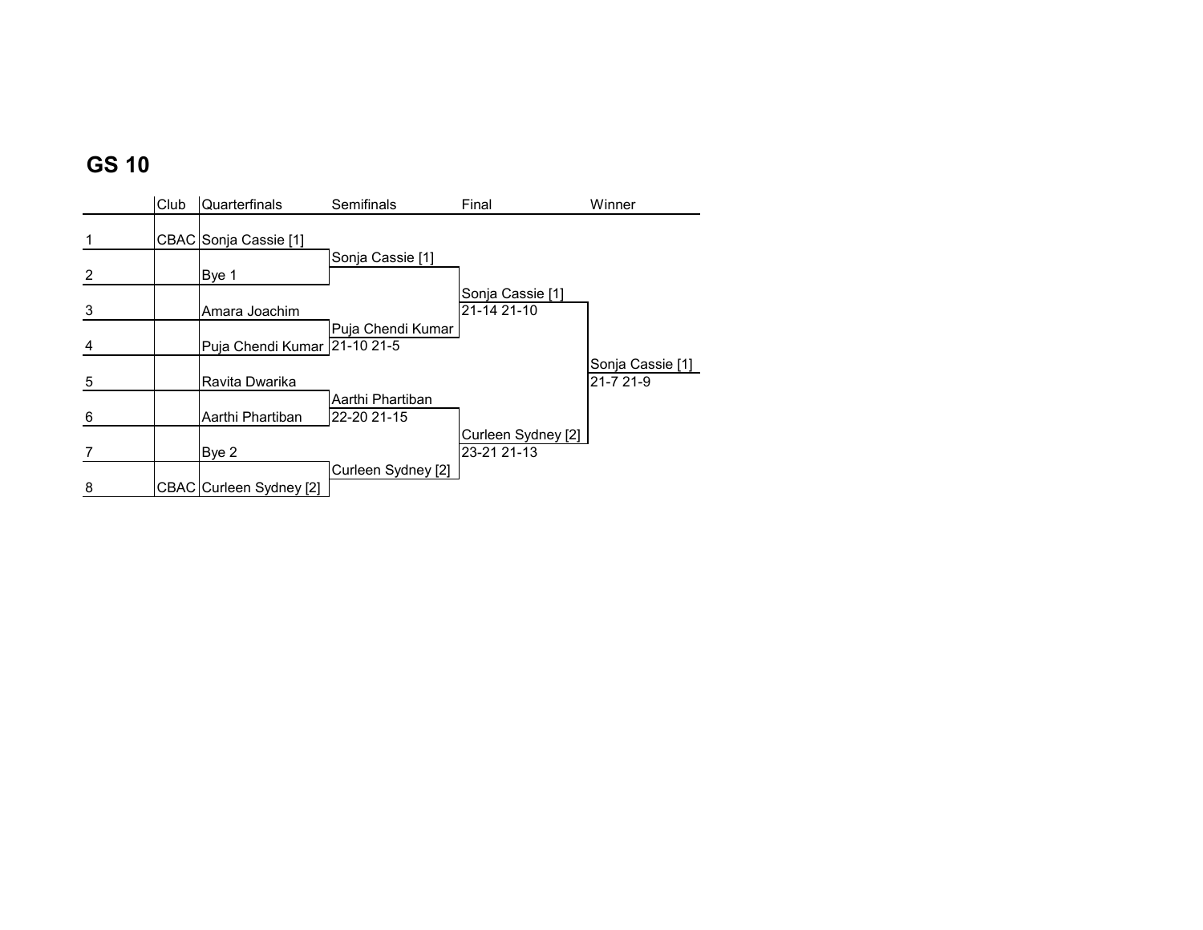# GS 10

| | Club | Quarterfinals | Semifinals | Final | Winner |
|---|---|---|---|---|---|
| 1 | CBAC | Sonja Cassie [1] | | | |
| | | | Sonja Cassie [1] | | |
| 2 | | Bye 1 | | | |
| | | | | Sonja Cassie [1] | |
| | | | | 21-14 21-10 | |
| 3 | | Amara Joachim | | | |
| | | | Puja Chendi Kumar | | |
| 4 | | Puja Chendi Kumar | 21-10 21-5 | | |
| | | | | | Sonja Cassie [1] |
| 5 | | Ravita Dwarika | | | 21-7 21-9 |
| | | | Aarthi Phartiban | | |
| 6 | | Aarthi Phartiban | 22-20 21-15 | | |
| | | | | Curleen Sydney [2] | |
| 7 | | Bye 2 | | 23-21 21-13 | |
| | | | Curleen Sydney [2] | | |
| 8 | CBAC | Curleen Sydney [2] | | | |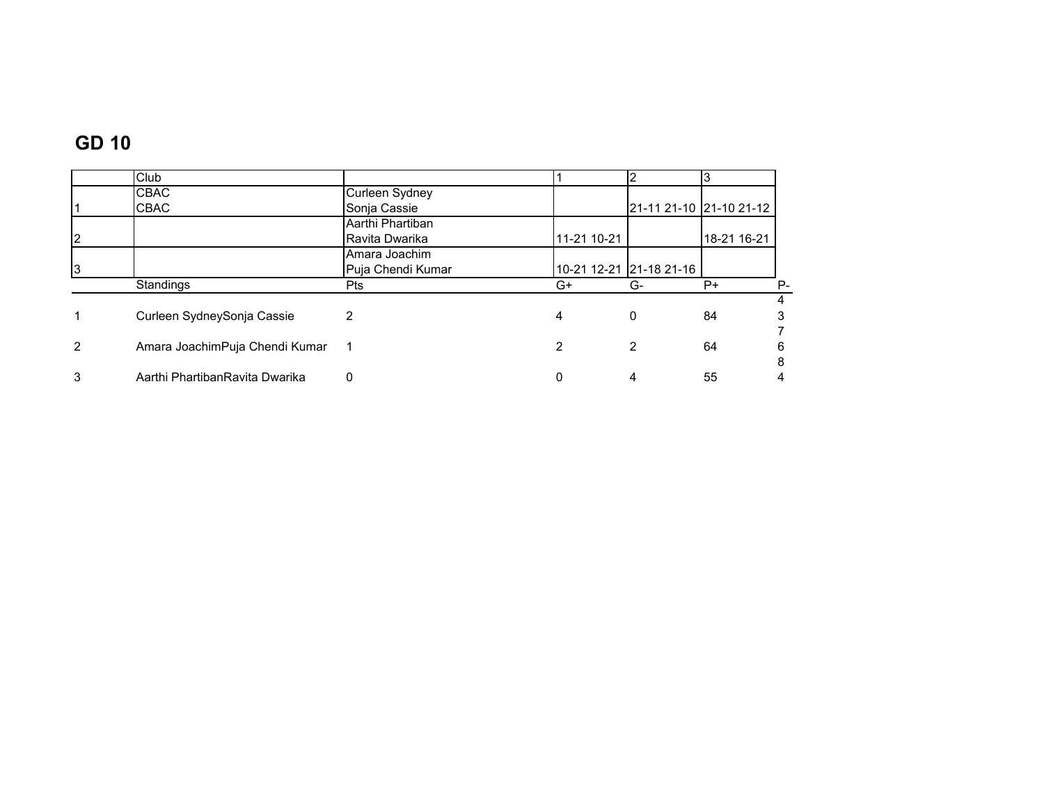## GD 10

| | Club | | 1 | 2 | 3 |
|---|---|---|---|---|---|
| | CBAC | Curleen Sydney | | | |
| 1 | CBAC | Sonja Cassie | | 21-11 21-10 | 21-10 21-12 |
| | | Aarthi Phartiban | | | |
| 2 | | Ravita Dwarika | 11-21 10-21 | | 18-21 16-21 |
| | | Amara Joachim | | | |
| 3 | | Puja Chendi Kumar | 10-21 12-21 | 21-18 21-16 | |

| | Standings | Pts | G+ | G- | P+ | P- |
|---|---|---|---|---|---|---|
| 1 | Curleen SydneySonja Cassie | 2 | 4 | 0 | 84 | 43 |
| 2 | Amara JoachimPuja Chendi Kumar | 1 | 2 | 2 | 64 | 76 |
| 3 | Aarthi PhartibanRavita Dwarika | 0 | 0 | 4 | 55 | 84 |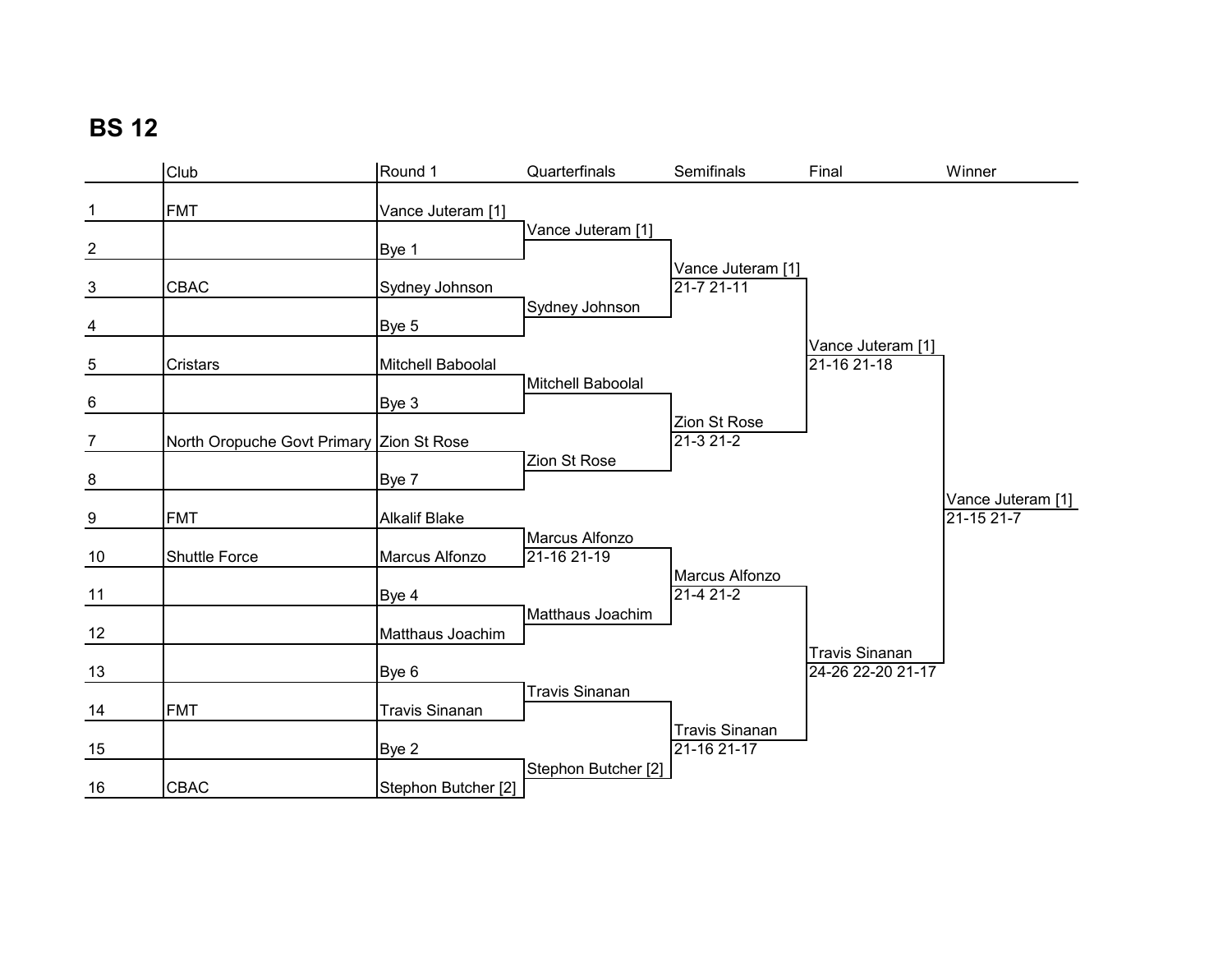## BS 12

| | Club | Round 1 | Quarterfinals | Semifinals | Final | Winner |
|---|---|---|---|---|---|---|
| 1 | FMT | Vance Juteram [1] | | | | |
| | | | Vance Juteram [1] | | | |
| 2 | | Bye 1 | | | | |
| | | | | Vance Juteram [1] 21-7 21-11 | | |
| 3 | CBAC | Sydney Johnson | | | | |
| | | | Sydney Johnson | | | |
| 4 | | Bye 5 | | | | |
| | | | | | Vance Juteram [1] 21-16 21-18 | |
| 5 | Cristars | Mitchell Baboolal | | | | |
| | | | Mitchell Baboolal | | | |
| 6 | | Bye 3 | | | | |
| | | | | Zion St Rose 21-3 21-2 | | |
| 7 | North Oropuche Govt Primary | Zion St Rose | | | | |
| | | | Zion St Rose | | | |
| 8 | | Bye 7 | | | | |
| | | | | | | Vance Juteram [1] 21-15 21-7 |
| 9 | FMT | Alkalif Blake | | | | |
| | | | Marcus Alfonzo 21-16 21-19 | | | |
| 10 | Shuttle Force | Marcus Alfonzo | | | | |
| | | | | Marcus Alfonzo 21-4 21-2 | | |
| 11 | | Bye 4 | | | | |
| | | | Matthaus Joachim | | | |
| 12 | | Matthaus Joachim | | | | |
| | | | | | Travis Sinanan 24-26 22-20 21-17 | |
| 13 | | Bye 6 | | | | |
| | | | Travis Sinanan | | | |
| 14 | FMT | Travis Sinanan | | | | |
| | | | | Travis Sinanan 21-16 21-17 | | |
| 15 | | Bye 2 | | | | |
| | | | Stephon Butcher [2] | | | |
| 16 | CBAC | Stephon Butcher [2] | | | | |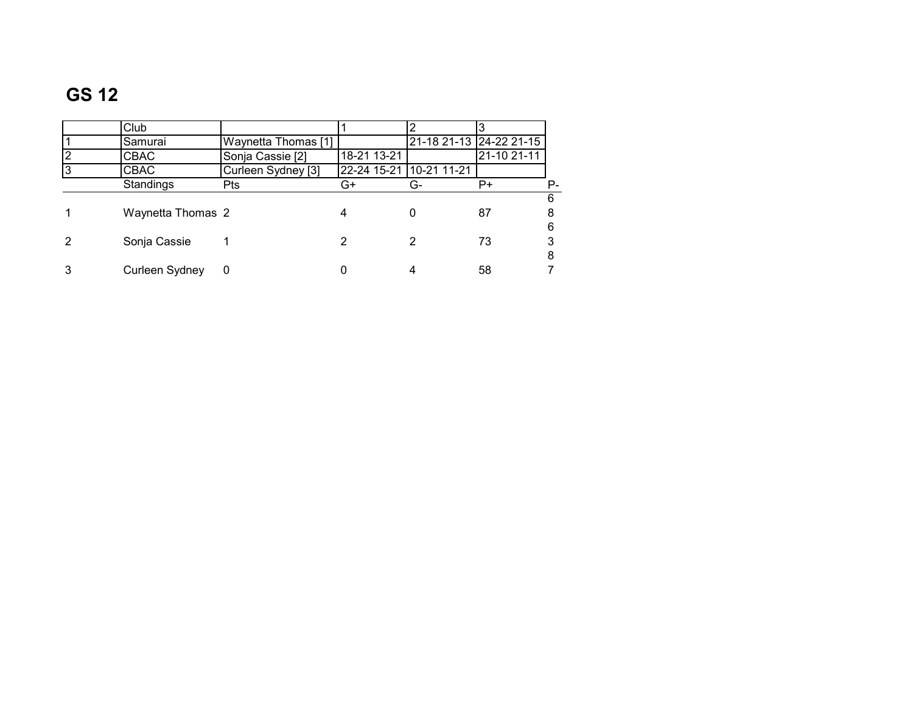## GS 12

| | Club | | 1 | 2 | 3 |
|---|---|---|---|---|---|
| 1 | Samurai | Waynetta Thomas [1] | | 21-18 21-13 | 24-22 21-15 |
| 2 | CBAC | Sonja Cassie [2] | 18-21 13-21 | | 21-10 21-11 |
| 3 | CBAC | Curleen Sydney [3] | 22-24 15-21 | 10-21 11-21 | |

| | Standings | Pts | G+ | G- | P+ | P- |
|---|---|---|---|---|---|---|
| 1 | Waynetta Thomas | 2 | 4 | 0 | 87 | 68 |
| 2 | Sonja Cassie | 1 | 2 | 2 | 73 | 63 |
| 3 | Curleen Sydney | 0 | 0 | 4 | 58 | 87 |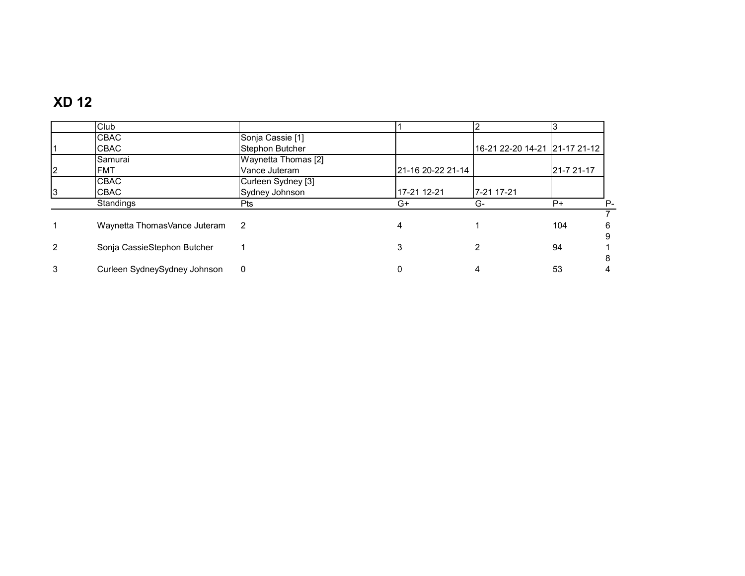## XD 12

| | Club | | 1 | 2 | 3 |
|---|---|---|---|---|---|
| | CBAC | Sonja Cassie [1] | | | |
| 1 | CBAC | Stephon Butcher | | 16-21 22-20 14-21 | 21-17 21-12 |
| | Samurai | Waynetta Thomas [2] | | | |
| 2 | FMT | Vance Juteram | 21-16 20-22 21-14 | | 21-7 21-17 |
| | CBAC | Curleen Sydney [3] | | | |
| 3 | CBAC | Sydney Johnson | 17-21 12-21 | 7-21 17-21 | |

| | Standings | Pts | G+ | G- | P+ | P- |
|---|---|---|---|---|---|---|
| 1 | Waynetta ThomasVance Juteram | 2 | 4 | 1 | 104 | 76 |
| 2 | Sonja CassieStephon Butcher | 1 | 3 | 2 | 94 | 91 |
| 3 | Curleen SydneySydney Johnson | 0 | 0 | 4 | 53 | 84 |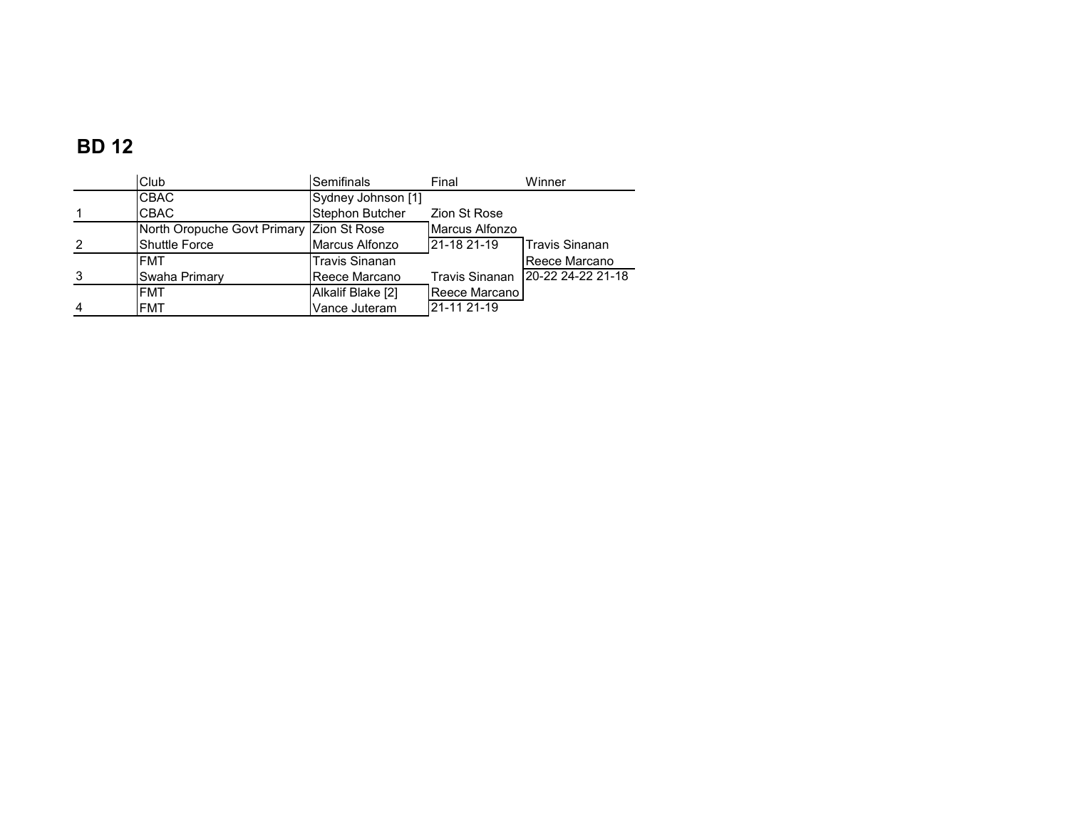# BD 12

| | Club | Semifinals | Final | Winner |
|---|---|---|---|---|
| | CBAC | Sydney Johnson [1] | | |
| 1 | CBAC | Stephon Butcher | Zion St Rose | |
| | North Oropuche Govt Primary | Zion St Rose | Marcus Alfonzo | |
| 2 | Shuttle Force | Marcus Alfonzo | 21-18 21-19 | Travis Sinanan |
| | FMT | Travis Sinanan | | Reece Marcano |
| 3 | Swaha Primary | Reece Marcano | Travis Sinanan | 20-22 24-22 21-18 |
| | FMT | Alkalif Blake [2] | Reece Marcano | |
| 4 | FMT | Vance Juteram | 21-11 21-19 | |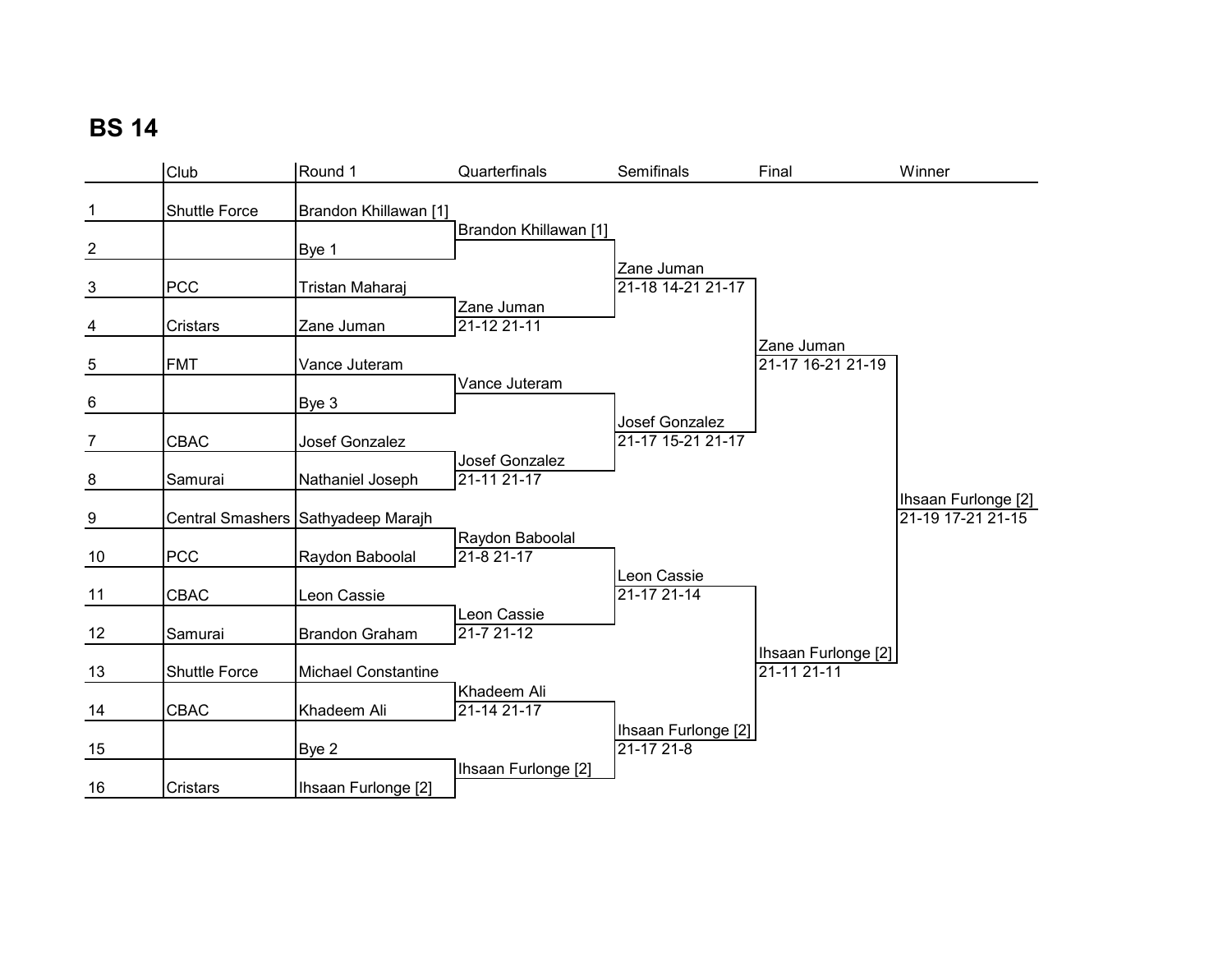## BS 14

| | Club | Round 1 | Quarterfinals | Semifinals | Final | Winner |
|---|---|---|---|---|---|---|
| 1 | Shuttle Force | Brandon Khillawan [1] | | | | |
| | | | Brandon Khillawan [1] | | | |
| 2 | | Bye 1 | | | | |
| | | | | Zane Juman | | |
| | | | | 21-18 14-21 21-17 | | |
| 3 | PCC | Tristan Maharaj | | | | |
| | | | Zane Juman | | | |
| 4 | Cristars | Zane Juman | 21-12 21-11 | | | |
| | | | | | Zane Juman | |
| | | | | | 21-17 16-21 21-19 | |
| 5 | FMT | Vance Juteram | | | | |
| | | | Vance Juteram | | | |
| 6 | | Bye 3 | | | | |
| | | | | Josef Gonzalez | | |
| 7 | CBAC | Josef Gonzalez | | 21-17 15-21 21-17 | | |
| | | | Josef Gonzalez | | | |
| 8 | Samurai | Nathaniel Joseph | 21-11 21-17 | | | |
| | | | | | | Ihsaan Furlonge [2] |
| 9 | Central Smashers | Sathyadeep Marajh | | | | 21-19 17-21 21-15 |
| | | | Raydon Baboolal | | | |
| 10 | PCC | Raydon Baboolal | 21-8 21-17 | | | |
| | | | | Leon Cassie | | |
| 11 | CBAC | Leon Cassie | | 21-17 21-14 | | |
| | | | Leon Cassie | | | |
| 12 | Samurai | Brandon Graham | 21-7 21-12 | | | |
| | | | | | Ihsaan Furlonge [2] | |
| 13 | Shuttle Force | Michael Constantine | | | 21-11 21-11 | |
| | | | Khadeem Ali | | | |
| 14 | CBAC | Khadeem Ali | 21-14 21-17 | | | |
| | | | | Ihsaan Furlonge [2] | | |
| 15 | | Bye 2 | | 21-17 21-8 | | |
| | | | Ihsaan Furlonge [2] | | | |
| 16 | Cristars | Ihsaan Furlonge [2] | | | | |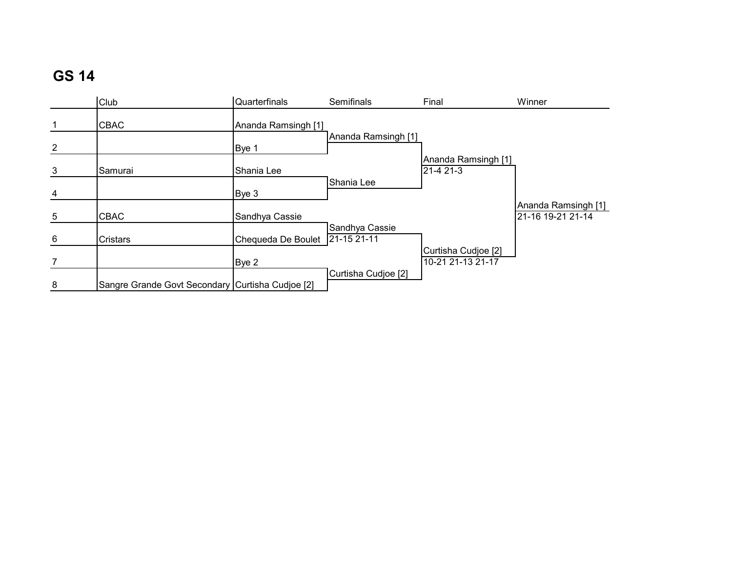# GS 14

| | Club | Quarterfinals | Semifinals | Final | Winner |
|---|---|---|---|---|---|
| 1 | CBAC | Ananda Ramsingh [1] | | | |
| | | | Ananda Ramsingh [1] | | |
| 2 | | Bye 1 | | | |
| | | | | Ananda Ramsingh [1] | |
| 3 | Samurai | Shania Lee | | 21-4 21-3 | |
| | | | Shania Lee | | |
| 4 | | Bye 3 | | | |
| | | | | | Ananda Ramsingh [1] |
| 5 | CBAC | Sandhya Cassie | | | 21-16 19-21 21-14 |
| | | | Sandhya Cassie | | |
| 6 | Cristars | Chequeda De Boulet | 21-15 21-11 | | |
| | | | | Curtisha Cudjoe [2] | |
| 7 | | Bye 2 | | 10-21 21-13 21-17 | |
| | | | Curtisha Cudjoe [2] | | |
| 8 | Sangre Grande Govt Secondary | Curtisha Cudjoe [2] | | | |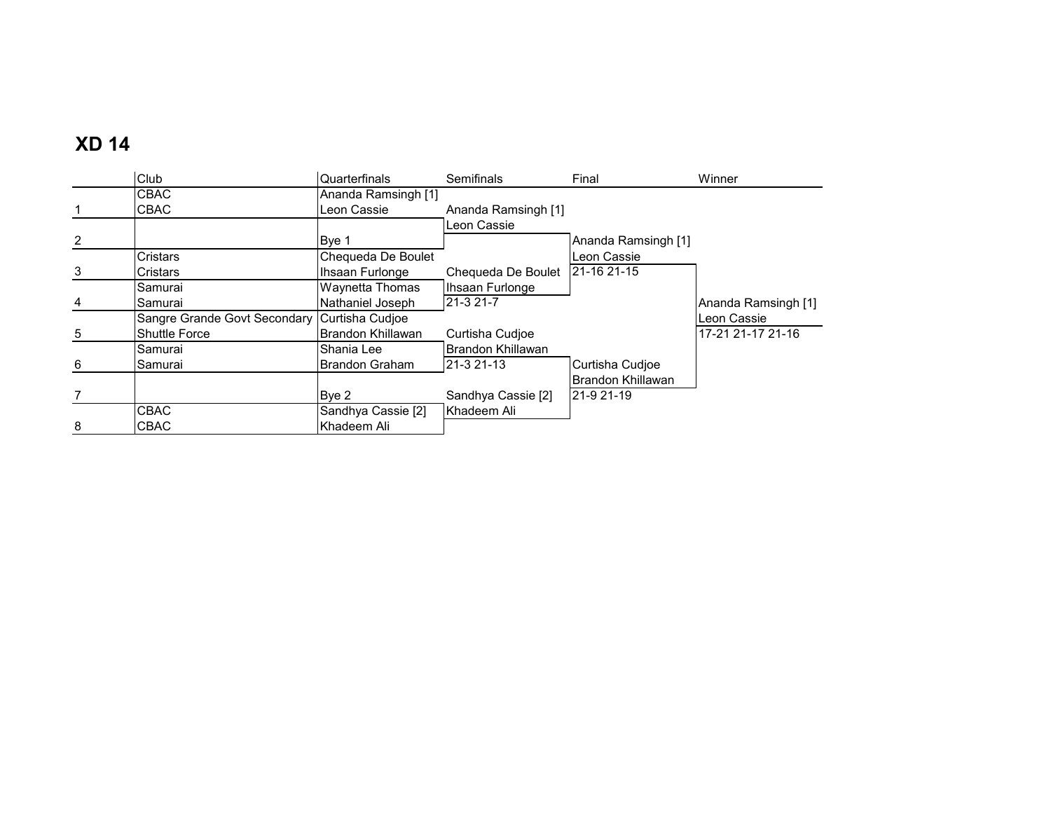# XD 14

| | Club | Quarterfinals | Semifinals | Final | Winner |
|---|---|---|---|---|---|
| | CBAC | Ananda Ramsingh [1] | | | |
| 1 | CBAC | Leon Cassie | Ananda Ramsingh [1] | | |
| | | | Leon Cassie | | |
| 2 | | Bye 1 | | Ananda Ramsingh [1] | |
| | Cristars | Chequeda De Boulet | | Leon Cassie | |
| 3 | Cristars | Ihsaan Furlonge | Chequeda De Boulet | 21-16 21-15 | |
| | Samurai | Waynetta Thomas | Ihsaan Furlonge | | |
| 4 | Samurai | Nathaniel Joseph | 21-3 21-7 | | Ananda Ramsingh [1] |
| | Sangre Grande Govt Secondary | Curtisha Cudjoe | | | Leon Cassie |
| 5 | Shuttle Force | Brandon Khillawan | Curtisha Cudjoe | | 17-21 21-17 21-16 |
| | Samurai | Shania Lee | Brandon Khillawan | | |
| 6 | Samurai | Brandon Graham | 21-3 21-13 | Curtisha Cudjoe | |
| | | | | Brandon Khillawan | |
| 7 | | Bye 2 | Sandhya Cassie [2] | 21-9 21-19 | |
| | CBAC | Sandhya Cassie [2] | Khadeem Ali | | |
| 8 | CBAC | Khadeem Ali | | | |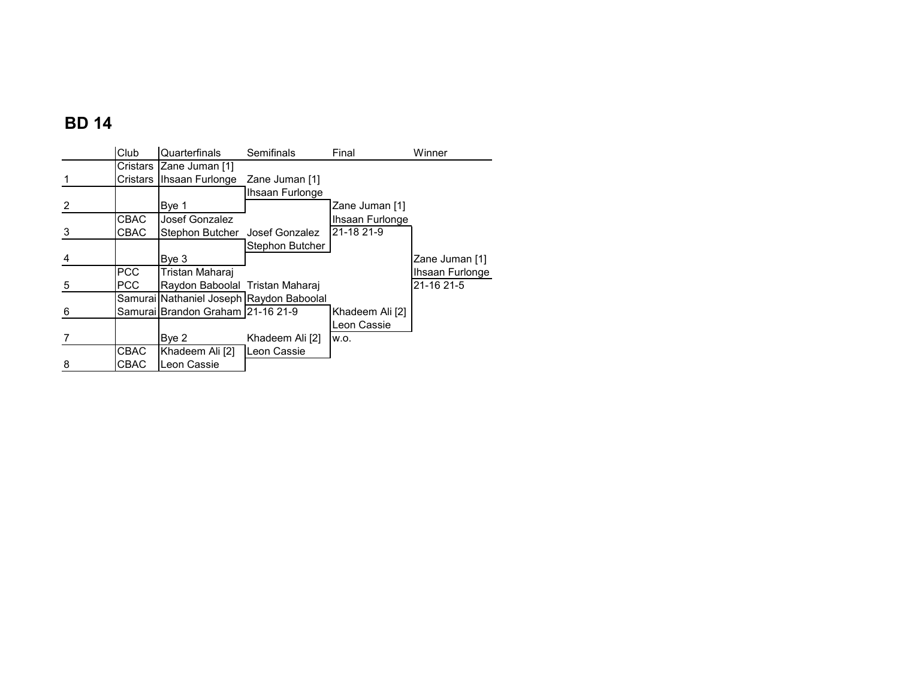## BD 14

| | Club | Quarterfinals | Semifinals | Final | Winner |
|---|---|---|---|---|---|
| | Cristars | Zane Juman [1] | | | |
| 1 | Cristars | Ihsaan Furlonge | Zane Juman [1] | | |
| | | | Ihsaan Furlonge | | |
| 2 | | Bye 1 | | Zane Juman [1] | |
| | CBAC | Josef Gonzalez | | Ihsaan Furlonge | |
| 3 | CBAC | Stephon Butcher | Josef Gonzalez | 21-18 21-9 | |
| | | | Stephon Butcher | | |
| 4 | | Bye 3 | | | Zane Juman [1] |
| | PCC | Tristan Maharaj | | | Ihsaan Furlonge |
| 5 | PCC | Raydon Baboolal | Tristan Maharaj | | 21-16 21-5 |
| | Samurai | Nathaniel Joseph | Raydon Baboolal | | |
| 6 | Samurai | Brandon Graham | 21-16 21-9 | Khadeem Ali [2] | |
| | | | | Leon Cassie | |
| 7 | | Bye 2 | Khadeem Ali [2] | w.o. | |
| | CBAC | Khadeem Ali [2] | Leon Cassie | | |
| 8 | CBAC | Leon Cassie | | | |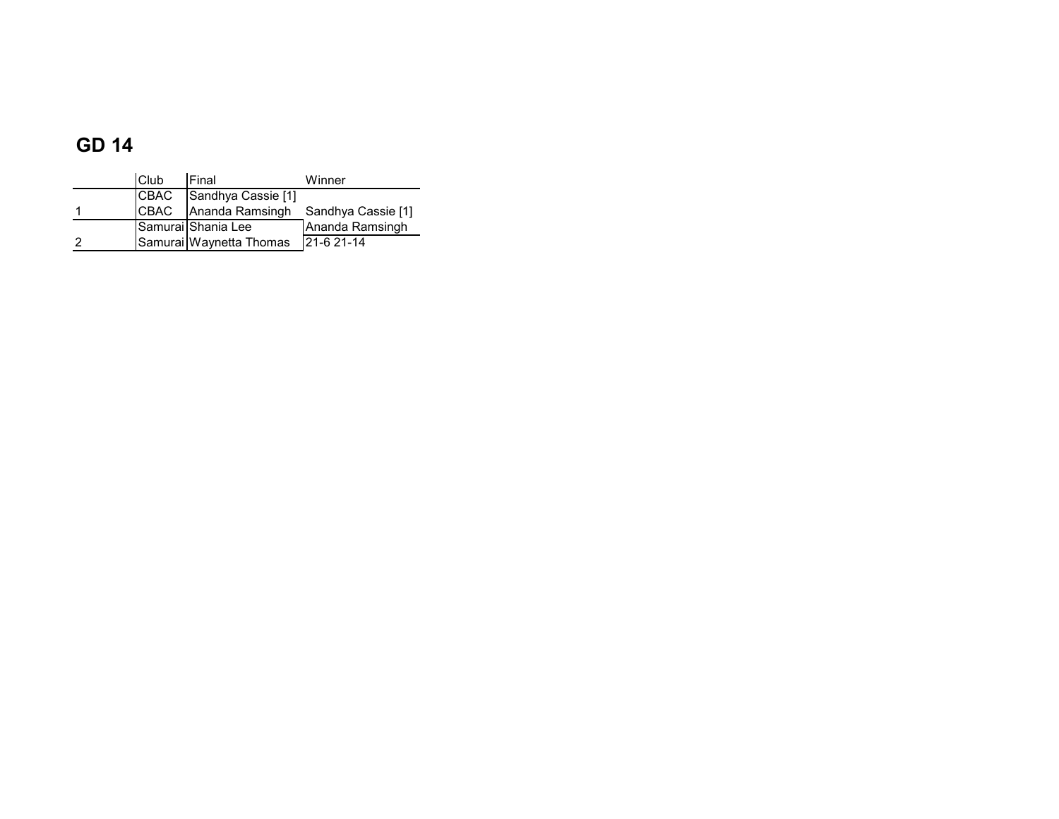## GD 14

| | Club | Final | Winner |
|---|---|---|---|
| | CBAC | Sandhya Cassie [1] | |
| 1 | CBAC | Ananda Ramsingh | Sandhya Cassie [1] |
| | Samurai | Shania Lee | Ananda Ramsingh |
| 2 | Samurai | Waynetta Thomas | 21-6 21-14 |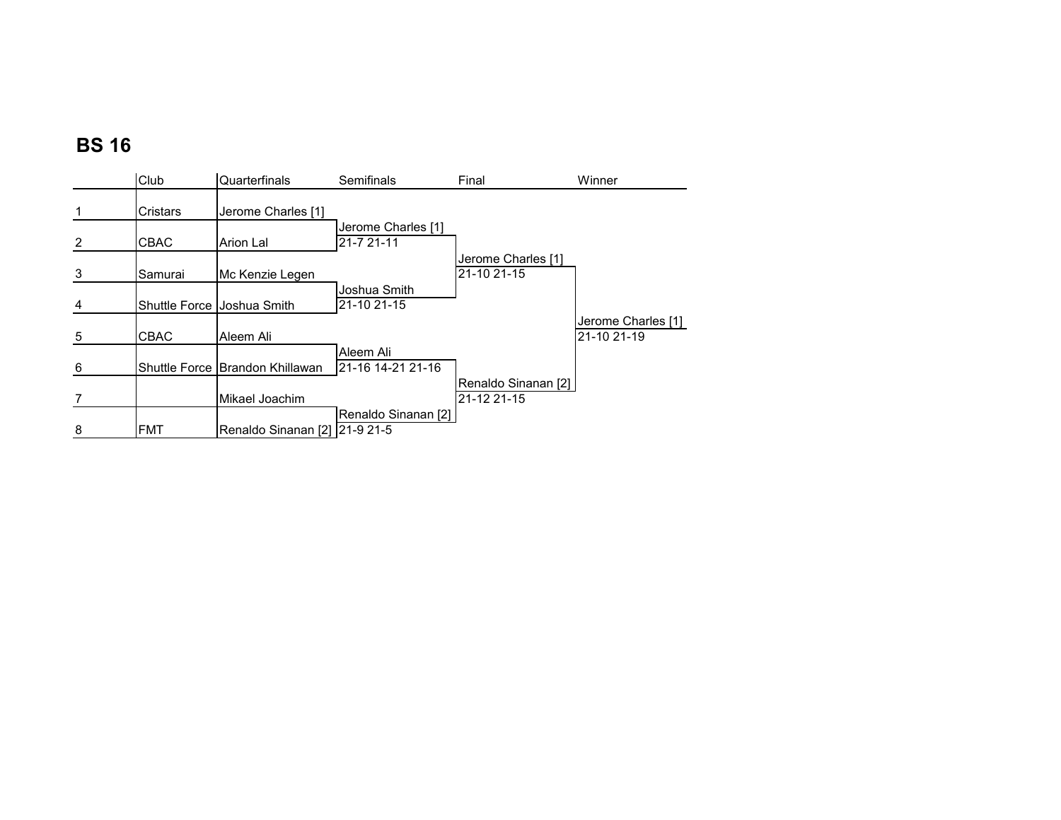# BS 16

| | Club | Quarterfinals | Semifinals | Final | Winner |
|---|---|---|---|---|---|
| 1 | Cristars | Jerome Charles [1] | | | |
| | | | Jerome Charles [1] | | |
| 2 | CBAC | Arion Lal | 21-7 21-11 | | |
| | | | | Jerome Charles [1] | |
| 3 | Samurai | Mc Kenzie Legen | | 21-10 21-15 | |
| | | | Joshua Smith | | |
| 4 | Shuttle Force | Joshua Smith | 21-10 21-15 | | |
| | | | | | Jerome Charles [1] |
| 5 | CBAC | Aleem Ali | | | 21-10 21-19 |
| | | | Aleem Ali | | |
| 6 | Shuttle Force | Brandon Khillawan | 21-16 14-21 21-16 | | |
| | | | | Renaldo Sinanan [2] | |
| 7 | | Mikael Joachim | | 21-12 21-15 | |
| | | | Renaldo Sinanan [2] | | |
| 8 | FMT | Renaldo Sinanan [2] | 21-9 21-5 | | |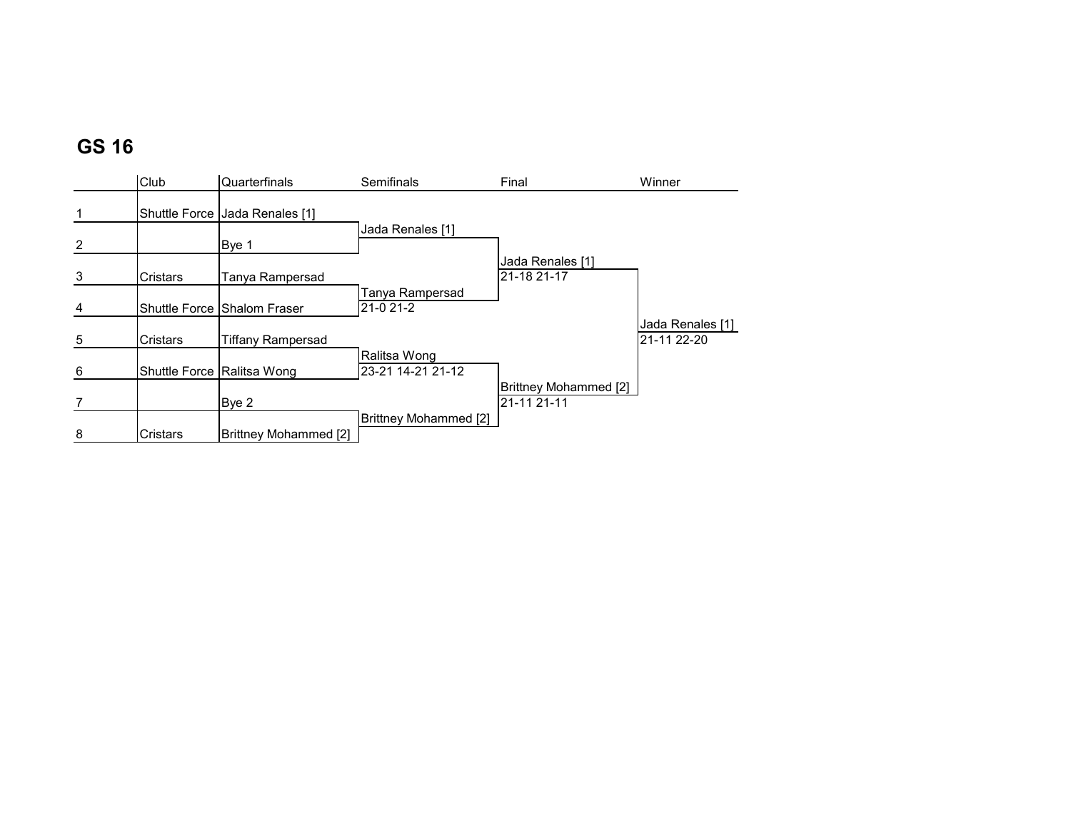## GS 16

| | Club | Quarterfinals | Semifinals | Final | Winner |
|---|---|---|---|---|---|
| 1 | Shuttle Force | Jada Renales [1] | | | |
| | | | Jada Renales [1] | | |
| 2 | | Bye 1 | | | |
| | | | | Jada Renales [1] | |
| | | | | 21-18 21-17 | |
| 3 | Cristars | Tanya Rampersad | | | |
| | | | Tanya Rampersad | | |
| | | | 21-0 21-2 | | |
| 4 | Shuttle Force | Shalom Fraser | | | |
| | | | | | Jada Renales [1] |
| | | | | | 21-11 22-20 |
| 5 | Cristars | Tiffany Rampersad | | | |
| | | | Ralitsa Wong | | |
| | | | 23-21 14-21 21-12 | | |
| 6 | Shuttle Force | Ralitsa Wong | | | |
| | | | | Brittney Mohammed [2] | |
| | | | | 21-11 21-11 | |
| 7 | | Bye 2 | | | |
| | | | Brittney Mohammed [2] | | |
| 8 | Cristars | Brittney Mohammed [2] | | | |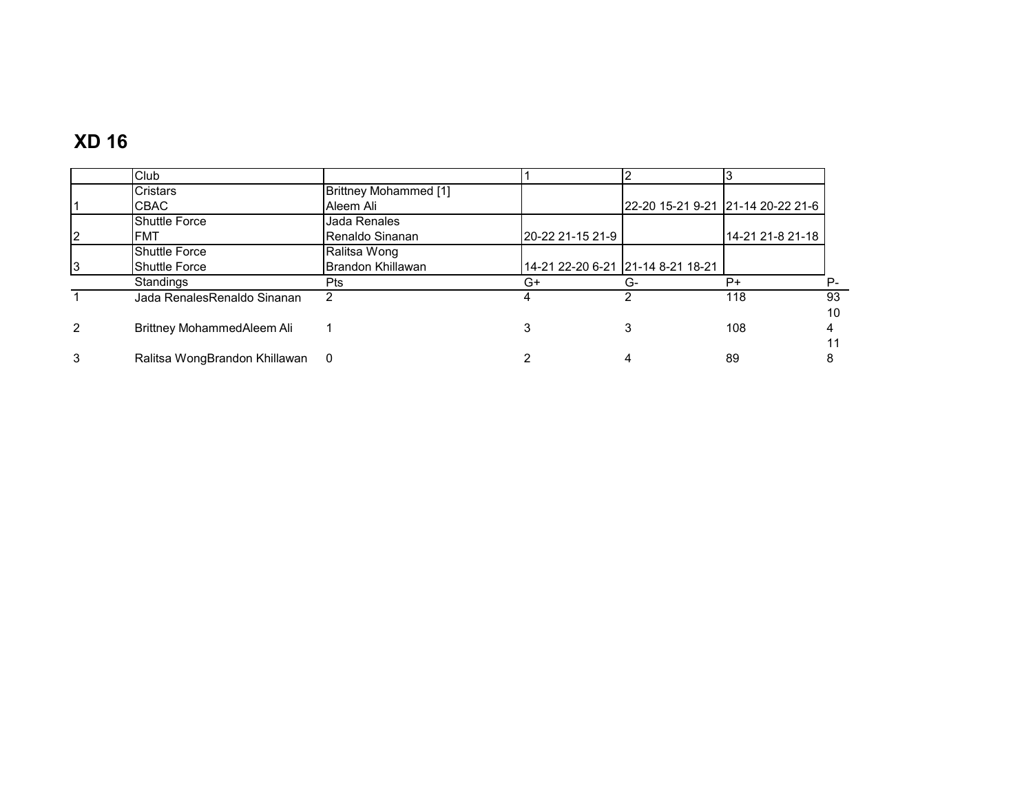## XD 16

| | Club | | 1 | 2 | 3 |
|---|---|---|---|---|---|
| | Cristars | Brittney Mohammed [1] | | | |
| 1 | CBAC | Aleem Ali | | 22-20 15-21 9-21 | 21-14 20-22 21-6 |
| | Shuttle Force | Jada Renales | | | |
| 2 | FMT | Renaldo Sinanan | 20-22 21-15 21-9 | | 14-21 21-8 21-18 |
| | Shuttle Force | Ralitsa Wong | | | |
| 3 | Shuttle Force | Brandon Khillawan | 14-21 22-20 6-21 | 21-14 8-21 18-21 | |

| | Standings | Pts | G+ | G- | P+ | P- |
|---|---|---|---|---|---|---|
| 1 | Jada RenalesRenaldo Sinanan | 2 | 4 | 2 | 118 | 93 |
| 2 | Brittney MohammedAleem Ali | 1 | 3 | 3 | 108 | 104 |
| 3 | Ralitsa WongBrandon Khillawan | 0 | 2 | 4 | 89 | 118 |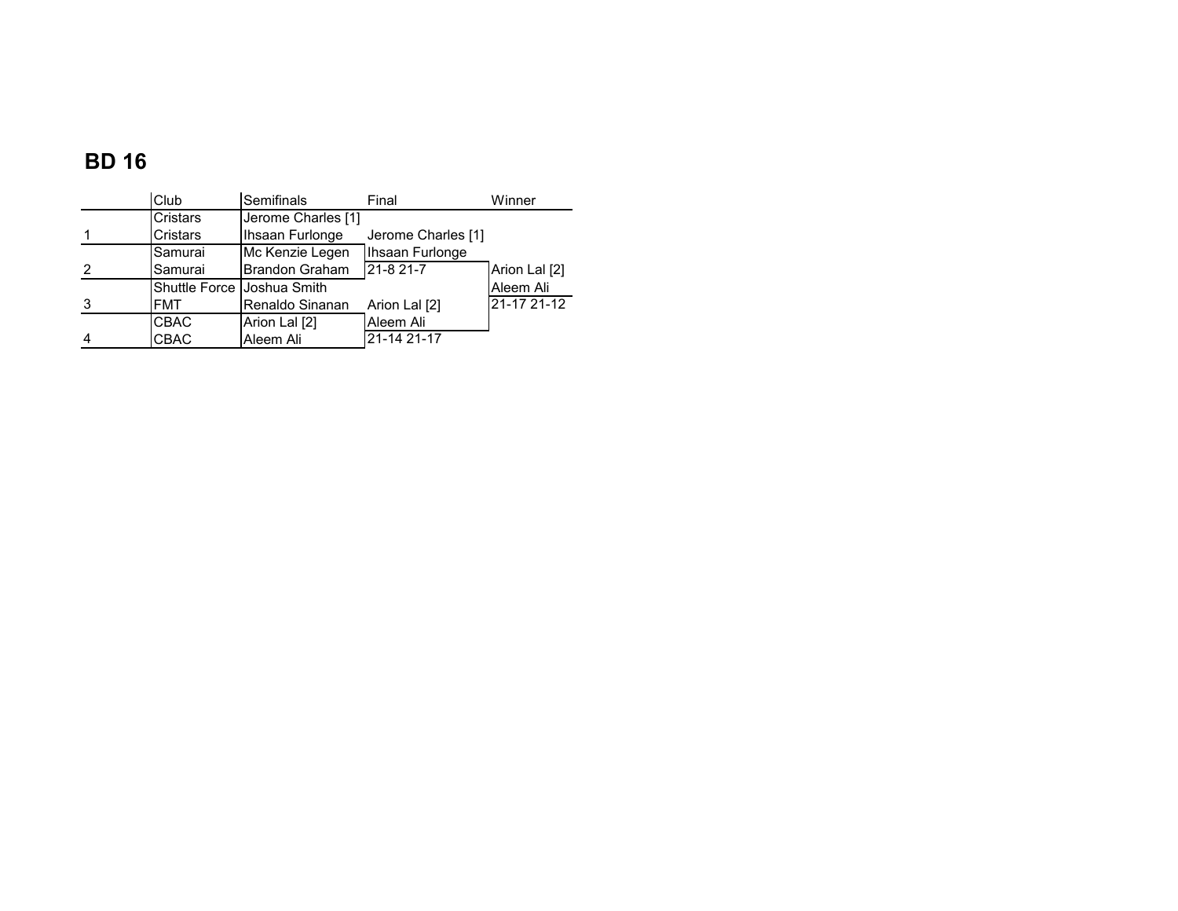## BD 16

| | Club | Semifinals | Final | Winner |
|---|---|---|---|---|
| | Cristars | Jerome Charles [1] | | |
| 1 | Cristars | Ihsaan Furlonge | Jerome Charles [1] | |
| | Samurai | Mc Kenzie Legen | Ihsaan Furlonge | |
| 2 | Samurai | Brandon Graham | 21-8 21-7 | Arion Lal [2] |
| | Shuttle Force | Joshua Smith | | Aleem Ali |
| 3 | FMT | Renaldo Sinanan | Arion Lal [2] | 21-17 21-12 |
| | CBAC | Arion Lal [2] | Aleem Ali | |
| 4 | CBAC | Aleem Ali | 21-14 21-17 | |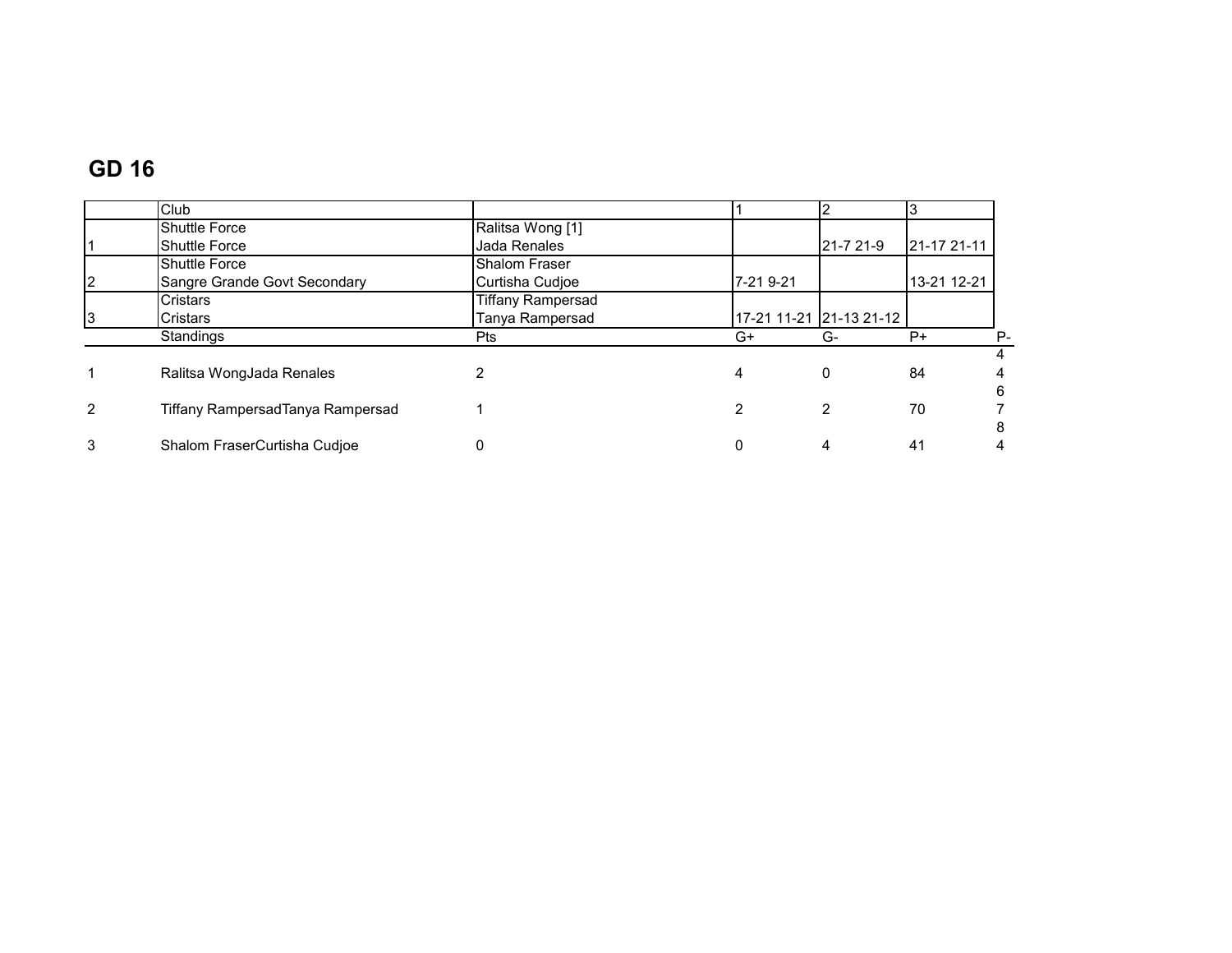## GD 16

| | Club | | 1 | 2 | 3 |
|---|---|---|---|---|---|
| | Shuttle Force | Ralitsa Wong [1] | | | |
| 1 | Shuttle Force | Jada Renales | | 21-7 21-9 | 21-17 21-11 |
| | Shuttle Force | Shalom Fraser | | | |
| 2 | Sangre Grande Govt Secondary | Curtisha Cudjoe | 7-21 9-21 | | 13-21 12-21 |
| | Cristars | Tiffany Rampersad | | | |
| 3 | Cristars | Tanya Rampersad | 17-21 11-21 | 21-13 21-12 | |

| | Standings | Pts | G+ | G- | P+ | P- |
|---|---|---|---|---|---|---|
| 1 | Ralitsa WongJada Renales | 2 | 4 | 0 | 84 | 44 |
| 2 | Tiffany RampersadTanya Rampersad | 1 | 2 | 2 | 70 | 67 |
| 3 | Shalom FraserCurtisha Cudjoe | 0 | 0 | 4 | 41 | 84 |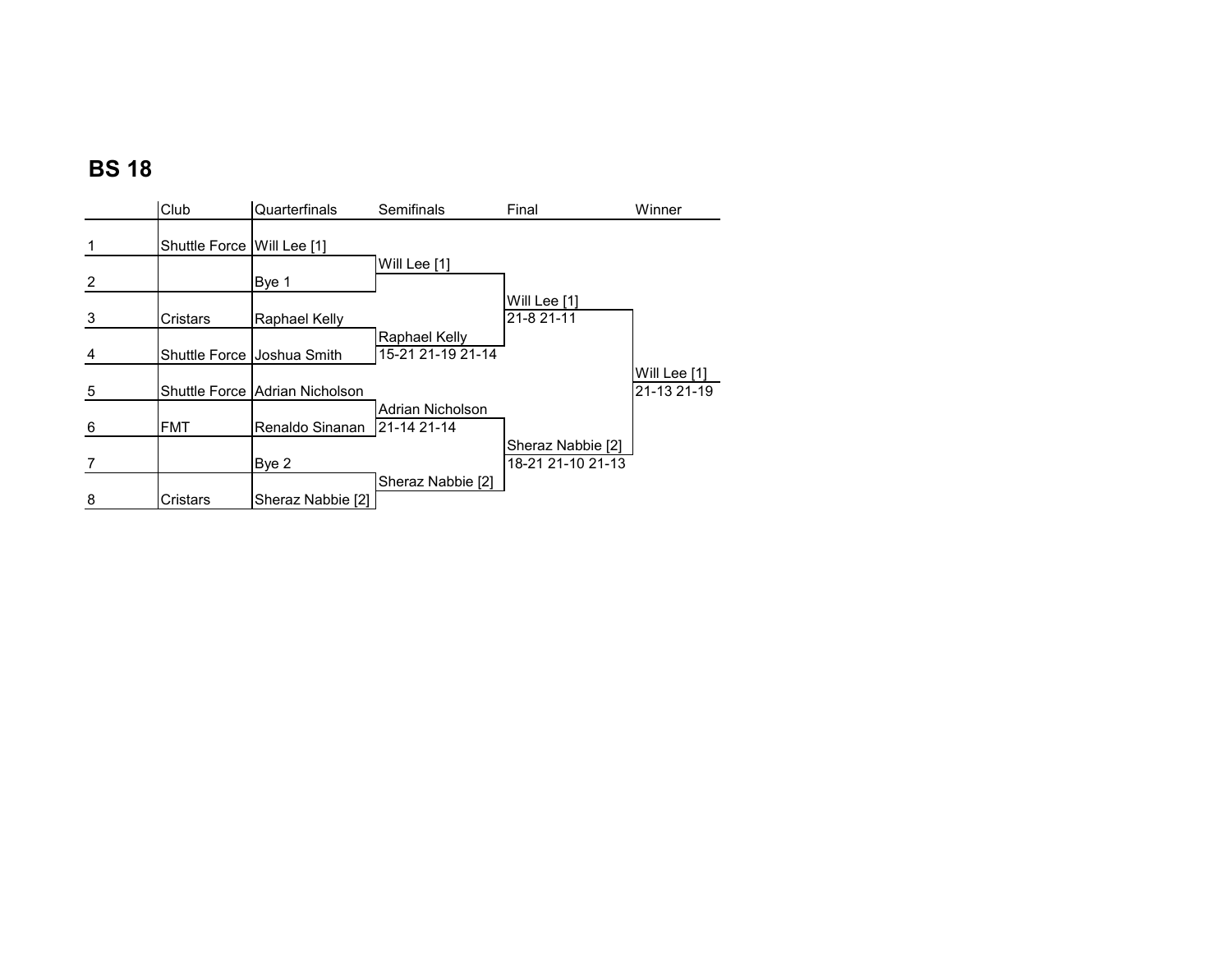## BS 18

| | Club | Quarterfinals | Semifinals | Final | Winner |
|---|---|---|---|---|---|
| 1 | Shuttle Force | Will Lee [1] | | | |
| | | | Will Lee [1] | | |
| 2 | | Bye 1 | | | |
| | | | | Will Lee [1] | |
| | | | | 21-8 21-11 | |
| 3 | Cristars | Raphael Kelly | | | |
| | | | Raphael Kelly | | |
| | | | 15-21 21-19 21-14 | | |
| 4 | Shuttle Force | Joshua Smith | | | |
| | | | | | Will Lee [1] |
| | | | | | 21-13 21-19 |
| 5 | Shuttle Force | Adrian Nicholson | | | |
| | | | Adrian Nicholson | | |
| | | | 21-14 21-14 | | |
| 6 | FMT | Renaldo Sinanan | | | |
| | | | | Sheraz Nabbie [2] | |
| | | | | 18-21 21-10 21-13 | |
| 7 | | Bye 2 | | | |
| | | | Sheraz Nabbie [2] | | |
| 8 | Cristars | Sheraz Nabbie [2] | | | |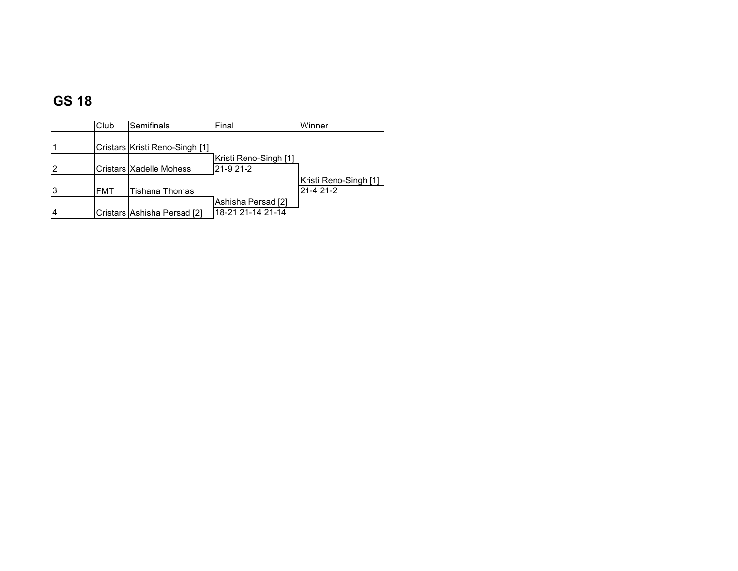## GS 18

| | Club | Semifinals | Final | Winner |
|---|---|---|---|---|
| 1 | Cristars | Kristi Reno-Singh [1] | | |
| | | | Kristi Reno-Singh [1] | |
| 2 | Cristars | Xadelle Mohess | 21-9 21-2 | |
| | | | | Kristi Reno-Singh [1] |
| 3 | FMT | Tishana Thomas | | 21-4 21-2 |
| | | | Ashisha Persad [2] | |
| 4 | Cristars | Ashisha Persad [2] | 18-21 21-14 21-14 | |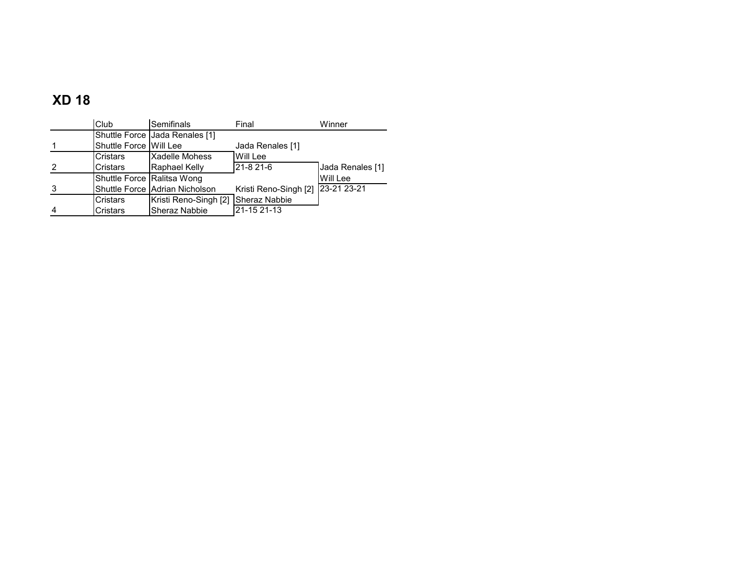# XD 18

| | Club | Semifinals | Final | Winner |
|---|---|---|---|---|
| | Shuttle Force | Jada Renales [1] | | |
| 1 | Shuttle Force | Will Lee | Jada Renales [1] | |
| | Cristars | Xadelle Mohess | Will Lee | |
| 2 | Cristars | Raphael Kelly | 21-8 21-6 | Jada Renales [1] |
| | Shuttle Force | Ralitsa Wong | | Will Lee |
| 3 | Shuttle Force | Adrian Nicholson | Kristi Reno-Singh [2] | 23-21 23-21 |
| | Cristars | Kristi Reno-Singh [2] | Sheraz Nabbie | |
| 4 | Cristars | Sheraz Nabbie | 21-15 21-13 | |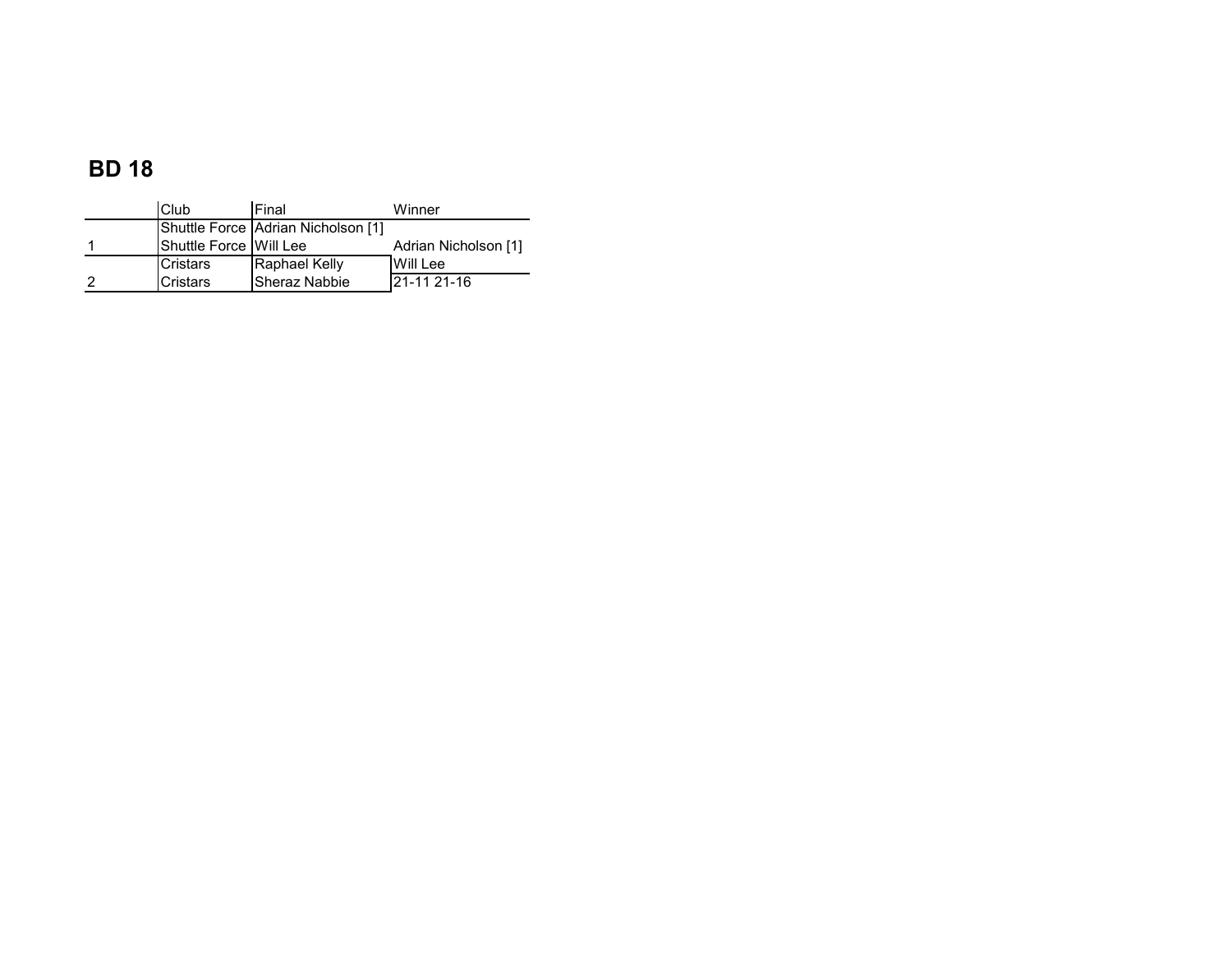## BD 18

|  | Club | Final | Winner |
| --- | --- | --- | --- |
|  | Shuttle Force | Adrian Nicholson [1] |  |
| 1 | Shuttle Force | Will Lee | Adrian Nicholson [1] |
|  | Cristars | Raphael Kelly | Will Lee |
| 2 | Cristars | Sheraz Nabbie | 21-11 21-16 |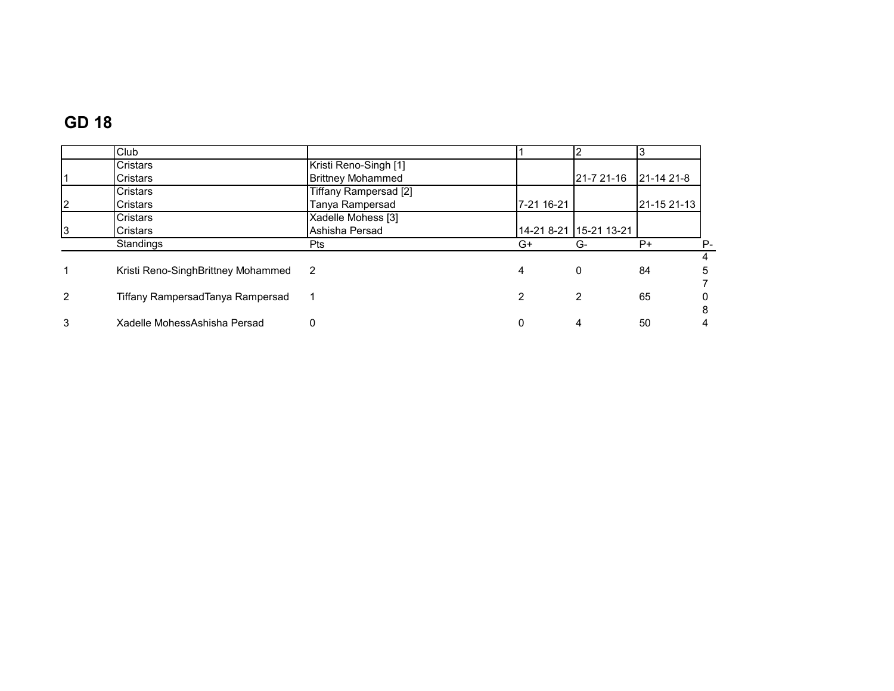## GD 18

| | Club | | 1 | 2 | 3 |
|---|---|---|---|---|---|
| | Cristars | Kristi Reno-Singh [1] | | | |
| 1 | Cristars | Brittney Mohammed | | 21-7 21-16 | 21-14 21-8 |
| | Cristars | Tiffany Rampersad [2] | | | |
| 2 | Cristars | Tanya Rampersad | 7-21 16-21 | | 21-15 21-13 |
| | Cristars | Xadelle Mohess [3] | | | |
| 3 | Cristars | Ashisha Persad | 14-21 8-21 | 15-21 13-21 | |

| | Standings | Pts | G+ | G- | P+ | P- |
|---|---|---|---|---|---|---|
| 1 | Kristi Reno-SinghBrittney Mohammed | 2 | 4 | 0 | 84 | 45 |
| 2 | Tiffany RampersadTanya Rampersad | 1 | 2 | 2 | 65 | 70 |
| 3 | Xadelle MohessAshisha Persad | 0 | 0 | 4 | 50 | 84 |